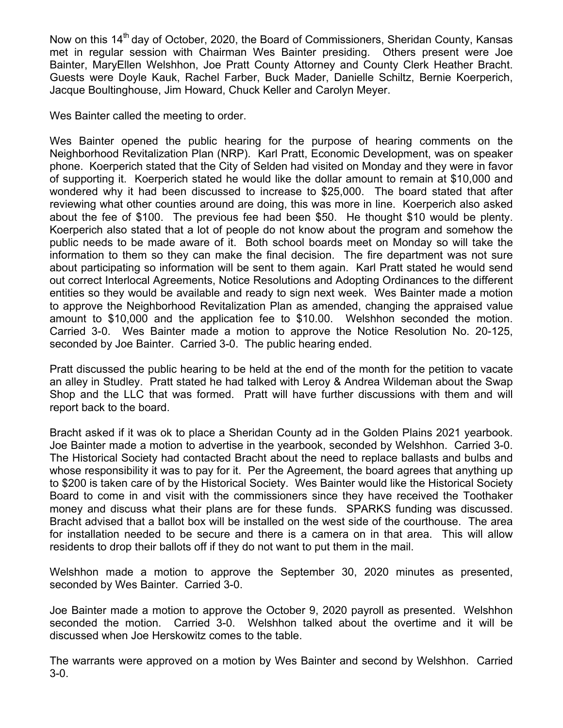Now on this 14th day of October, 2020, the Board of Commissioners, Sheridan County, Kansas met in regular session with Chairman Wes Bainter presiding. Others present were Joe Bainter, MaryEllen Welshhon, Joe Pratt County Attorney and County Clerk Heather Bracht. Guests were Doyle Kauk, Rachel Farber, Buck Mader, Danielle Schiltz, Bernie Koerperich, Jacque Boultinghouse, Jim Howard, Chuck Keller and Carolyn Meyer.

Wes Bainter called the meeting to order.

Wes Bainter opened the public hearing for the purpose of hearing comments on the Neighborhood Revitalization Plan (NRP). Karl Pratt, Economic Development, was on speaker phone. Koerperich stated that the City of Selden had visited on Monday and they were in favor of supporting it. Koerperich stated he would like the dollar amount to remain at $10,000 and wondered why it had been discussed to increase to $25,000. The board stated that after reviewing what other counties around are doing, this was more in line. Koerperich also asked about the fee of $100. The previous fee had been $50. He thought $10 would be plenty. Koerperich also stated that a lot of people do not know about the program and somehow the public needs to be made aware of it. Both school boards meet on Monday so will take the information to them so they can make the final decision. The fire department was not sure about participating so information will be sent to them again. Karl Pratt stated he would send out correct Interlocal Agreements, Notice Resolutions and Adopting Ordinances to the different entities so they would be available and ready to sign next week. Wes Bainter made a motion to approve the Neighborhood Revitalization Plan as amended, changing the appraised value amount to $10,000 and the application fee to $10.00. Welshhon seconded the motion. Carried 3-0. Wes Bainter made a motion to approve the Notice Resolution No. 20-125, seconded by Joe Bainter. Carried 3-0. The public hearing ended.

Pratt discussed the public hearing to be held at the end of the month for the petition to vacate an alley in Studley. Pratt stated he had talked with Leroy & Andrea Wildeman about the Swap Shop and the LLC that was formed. Pratt will have further discussions with them and will report back to the board.

Bracht asked if it was ok to place a Sheridan County ad in the Golden Plains 2021 yearbook. Joe Bainter made a motion to advertise in the yearbook, seconded by Welshhon. Carried 3-0. The Historical Society had contacted Bracht about the need to replace ballasts and bulbs and whose responsibility it was to pay for it. Per the Agreement, the board agrees that anything up to $200 is taken care of by the Historical Society. Wes Bainter would like the Historical Society Board to come in and visit with the commissioners since they have received the Toothaker money and discuss what their plans are for these funds. SPARKS funding was discussed. Bracht advised that a ballot box will be installed on the west side of the courthouse. The area for installation needed to be secure and there is a camera on in that area. This will allow residents to drop their ballots off if they do not want to put them in the mail.

Welshhon made a motion to approve the September 30, 2020 minutes as presented, seconded by Wes Bainter. Carried 3-0.

Joe Bainter made a motion to approve the October 9, 2020 payroll as presented. Welshhon seconded the motion. Carried 3-0. Welshhon talked about the overtime and it will be discussed when Joe Herskowitz comes to the table.

The warrants were approved on a motion by Wes Bainter and second by Welshhon. Carried 3-0.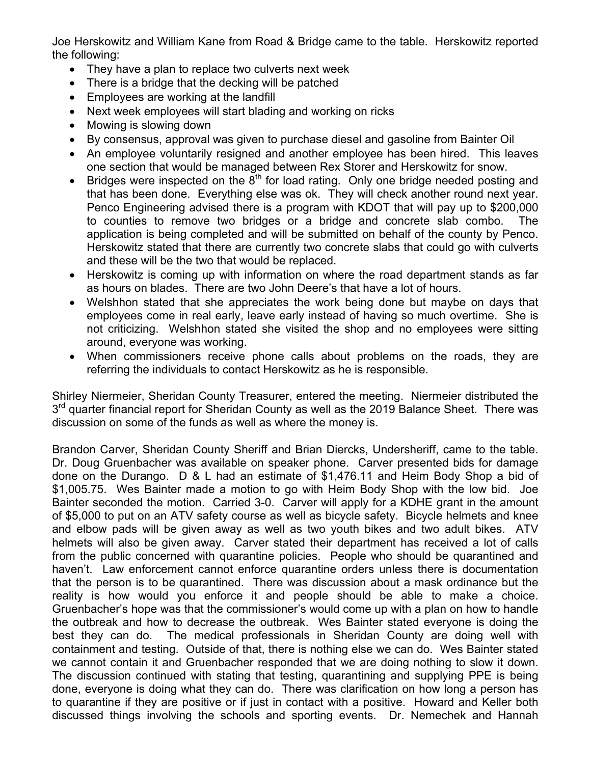Joe Herskowitz and William Kane from Road & Bridge came to the table. Herskowitz reported the following:

- They have a plan to replace two culverts next week
- There is a bridge that the decking will be patched
- Employees are working at the landfill
- Next week employees will start blading and working on ricks
- Mowing is slowing down
- By consensus, approval was given to purchase diesel and gasoline from Bainter Oil
- An employee voluntarily resigned and another employee has been hired. This leaves one section that would be managed between Rex Storer and Herskowitz for snow.
- Bridges were inspected on the 8th for load rating. Only one bridge needed posting and that has been done. Everything else was ok. They will check another round next year. Penco Engineering advised there is a program with KDOT that will pay up to $200,000 to counties to remove two bridges or a bridge and concrete slab combo. The application is being completed and will be submitted on behalf of the county by Penco. Herskowitz stated that there are currently two concrete slabs that could go with culverts and these will be the two that would be replaced.
- Herskowitz is coming up with information on where the road department stands as far as hours on blades. There are two John Deere's that have a lot of hours.
- Welshhon stated that she appreciates the work being done but maybe on days that employees come in real early, leave early instead of having so much overtime. She is not criticizing. Welshhon stated she visited the shop and no employees were sitting around, everyone was working.
- When commissioners receive phone calls about problems on the roads, they are referring the individuals to contact Herskowitz as he is responsible.

Shirley Niermeier, Sheridan County Treasurer, entered the meeting. Niermeier distributed the 3rd quarter financial report for Sheridan County as well as the 2019 Balance Sheet. There was discussion on some of the funds as well as where the money is.

Brandon Carver, Sheridan County Sheriff and Brian Diercks, Undersheriff, came to the table. Dr. Doug Gruenbacher was available on speaker phone. Carver presented bids for damage done on the Durango. D & L had an estimate of $1,476.11 and Heim Body Shop a bid of $1,005.75. Wes Bainter made a motion to go with Heim Body Shop with the low bid. Joe Bainter seconded the motion. Carried 3-0. Carver will apply for a KDHE grant in the amount of $5,000 to put on an ATV safety course as well as bicycle safety. Bicycle helmets and knee and elbow pads will be given away as well as two youth bikes and two adult bikes. ATV helmets will also be given away. Carver stated their department has received a lot of calls from the public concerned with quarantine policies. People who should be quarantined and haven't. Law enforcement cannot enforce quarantine orders unless there is documentation that the person is to be quarantined. There was discussion about a mask ordinance but the reality is how would you enforce it and people should be able to make a choice. Gruenbacher's hope was that the commissioner's would come up with a plan on how to handle the outbreak and how to decrease the outbreak. Wes Bainter stated everyone is doing the best they can do. The medical professionals in Sheridan County are doing well with containment and testing. Outside of that, there is nothing else we can do. Wes Bainter stated we cannot contain it and Gruenbacher responded that we are doing nothing to slow it down. The discussion continued with stating that testing, quarantining and supplying PPE is being done, everyone is doing what they can do. There was clarification on how long a person has to quarantine if they are positive or if just in contact with a positive. Howard and Keller both discussed things involving the schools and sporting events. Dr. Nemechek and Hannah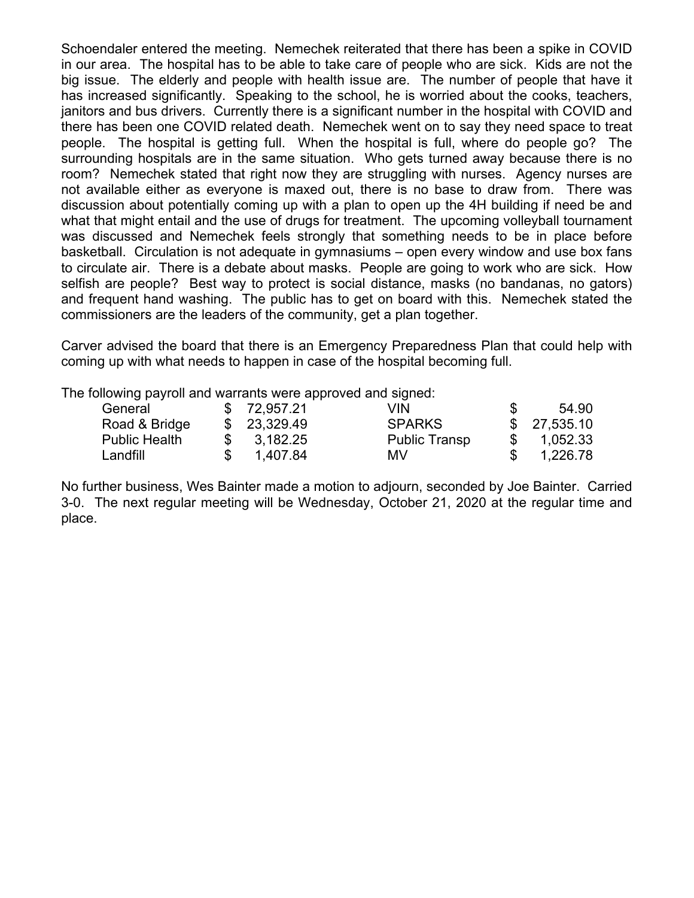Schoendaler entered the meeting. Nemechek reiterated that there has been a spike in COVID in our area. The hospital has to be able to take care of people who are sick. Kids are not the big issue. The elderly and people with health issue are. The number of people that have it has increased significantly. Speaking to the school, he is worried about the cooks, teachers, janitors and bus drivers. Currently there is a significant number in the hospital with COVID and there has been one COVID related death. Nemechek went on to say they need space to treat people. The hospital is getting full. When the hospital is full, where do people go? The surrounding hospitals are in the same situation. Who gets turned away because there is no room? Nemechek stated that right now they are struggling with nurses. Agency nurses are not available either as everyone is maxed out, there is no base to draw from. There was discussion about potentially coming up with a plan to open up the 4H building if need be and what that might entail and the use of drugs for treatment. The upcoming volleyball tournament was discussed and Nemechek feels strongly that something needs to be in place before basketball. Circulation is not adequate in gymnasiums – open every window and use box fans to circulate air. There is a debate about masks. People are going to work who are sick. How selfish are people? Best way to protect is social distance, masks (no bandanas, no gators) and frequent hand washing. The public has to get on board with this. Nemechek stated the commissioners are the leaders of the community, get a plan together.

Carver advised the board that there is an Emergency Preparedness Plan that could help with coming up with what needs to happen in case of the hospital becoming full.

The following payroll and warrants were approved and signed:

| | | | |
|---|---|---|---|
| General | $ 72,957.21 | VIN | $ 54.90 |
| Road & Bridge | $ 23,329.49 | SPARKS | $ 27,535.10 |
| Public Health | $ 3,182.25 | Public Transp | $ 1,052.33 |
| Landfill | $ 1,407.84 | MV | $ 1,226.78 |

No further business, Wes Bainter made a motion to adjourn, seconded by Joe Bainter. Carried 3-0. The next regular meeting will be Wednesday, October 21, 2020 at the regular time and place.